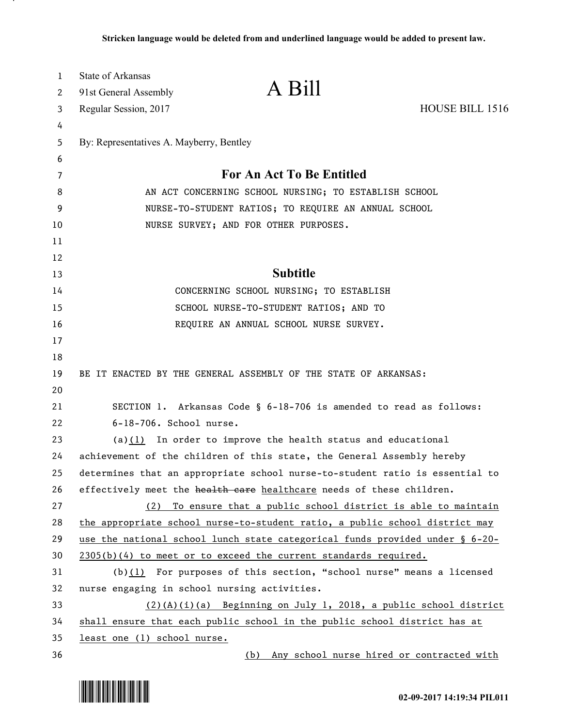**Stricken language would be deleted from and underlined language would be added to present law.**

State of Arkansas
91st General Assembly
Regular Session, 2017

# A Bill

HOUSE BILL 1516

By: Representatives A. Mayberry, Bentley

## For An Act To Be Entitled

AN ACT CONCERNING SCHOOL NURSING; TO ESTABLISH SCHOOL NURSE-TO-STUDENT RATIOS; TO REQUIRE AN ANNUAL SCHOOL NURSE SURVEY; AND FOR OTHER PURPOSES.

## Subtitle

CONCERNING SCHOOL NURSING; TO ESTABLISH SCHOOL NURSE-TO-STUDENT RATIOS; AND TO REQUIRE AN ANNUAL SCHOOL NURSE SURVEY.

BE IT ENACTED BY THE GENERAL ASSEMBLY OF THE STATE OF ARKANSAS:

SECTION 1. Arkansas Code § 6-18-706 is amended to read as follows:

6-18-706. School nurse.

(a)<u>(1)</u> In order to improve the health status and educational achievement of the children of this state, the General Assembly hereby determines that an appropriate school nurse-to-student ratio is essential to effectively meet the ~~health care~~ <u>healthcare</u> needs of these children.

<u>(2) To ensure that a public school district is able to maintain the appropriate school nurse-to-student ratio, a public school district may use the national school lunch state categorical funds provided under § 6-20-2305(b)(4) to meet or to exceed the current standards required.</u>

(b)<u>(1)</u> For purposes of this section, "school nurse" means a licensed nurse engaging in school nursing activities.

<u>(2)(A)(i)(a) Beginning on July 1, 2018, a public school district shall ensure that each public school in the public school district has at least one (1) school nurse.</u>

<u>(b) Any school nurse hired or contracted with</u>

02-09-2017 14:19:34 PIL011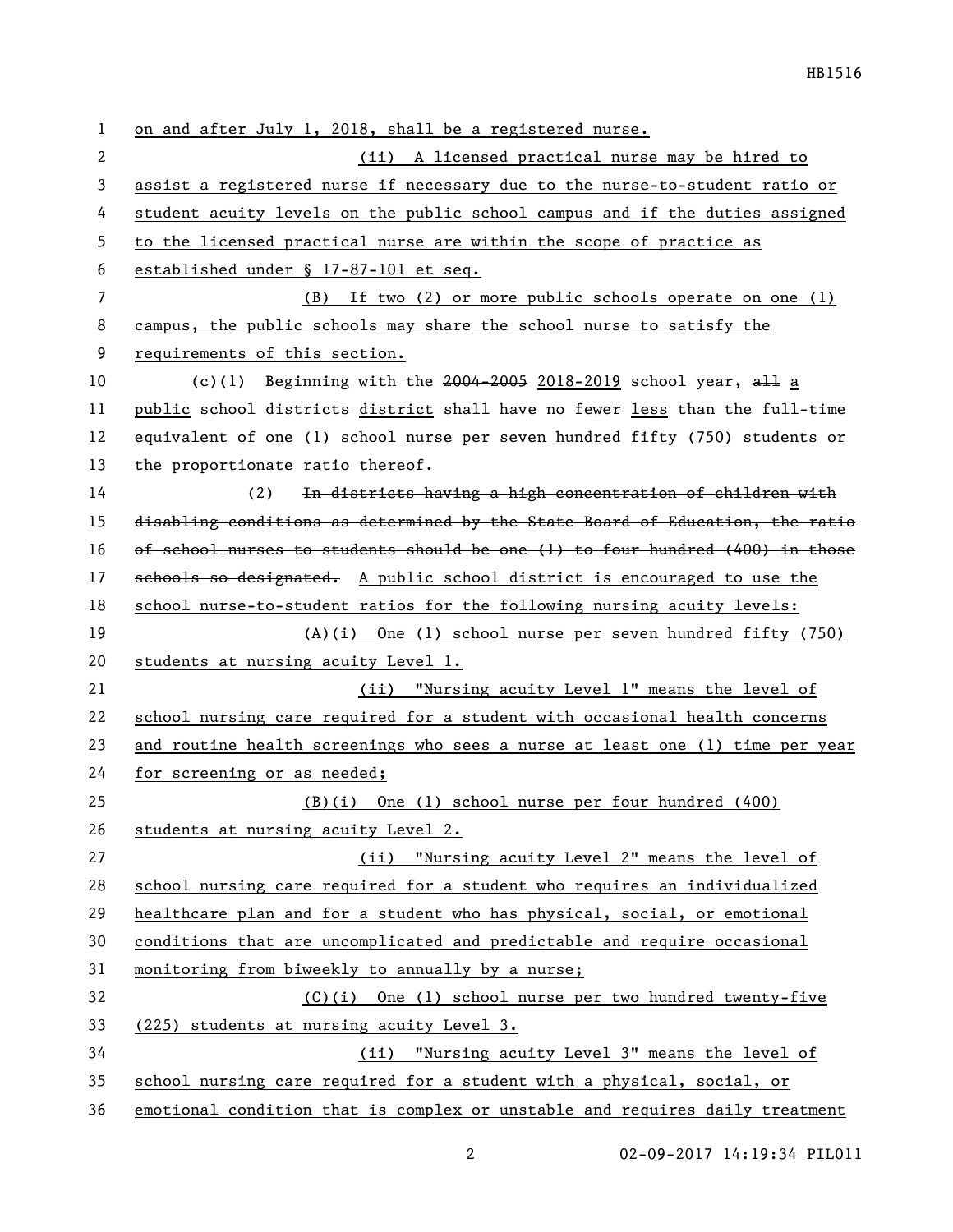on and after July 1, 2018, shall be a registered nurse.

(ii) A licensed practical nurse may be hired to assist a registered nurse if necessary due to the nurse-to-student ratio or student acuity levels on the public school campus and if the duties assigned to the licensed practical nurse are within the scope of practice as established under § 17-87-101 et seq.

(B) If two (2) or more public schools operate on one (1) campus, the public schools may share the school nurse to satisfy the requirements of this section.

(c)(1) Beginning with the ~~2004-2005~~ 2018-2019 school year, ~~all~~ a public school ~~districts~~ district shall have no ~~fewer~~ less than the full-time equivalent of one (1) school nurse per seven hundred fifty (750) students or the proportionate ratio thereof.

(2) ~~In districts having a high concentration of children with disabling conditions as determined by the State Board of Education, the ratio of school nurses to students should be one (1) to four hundred (400) in those schools so designated.~~ A public school district is encouraged to use the school nurse-to-student ratios for the following nursing acuity levels:

(A)(i) One (1) school nurse per seven hundred fifty (750) students at nursing acuity Level 1.

(ii) "Nursing acuity Level 1" means the level of school nursing care required for a student with occasional health concerns and routine health screenings who sees a nurse at least one (1) time per year for screening or as needed;

(B)(i) One (1) school nurse per four hundred (400) students at nursing acuity Level 2.

(ii) "Nursing acuity Level 2" means the level of school nursing care required for a student who requires an individualized healthcare plan and for a student who has physical, social, or emotional conditions that are uncomplicated and predictable and require occasional monitoring from biweekly to annually by a nurse;

(C)(i) One (1) school nurse per two hundred twenty-five (225) students at nursing acuity Level 3.

(ii) "Nursing acuity Level 3" means the level of school nursing care required for a student with a physical, social, or emotional condition that is complex or unstable and requires daily treatment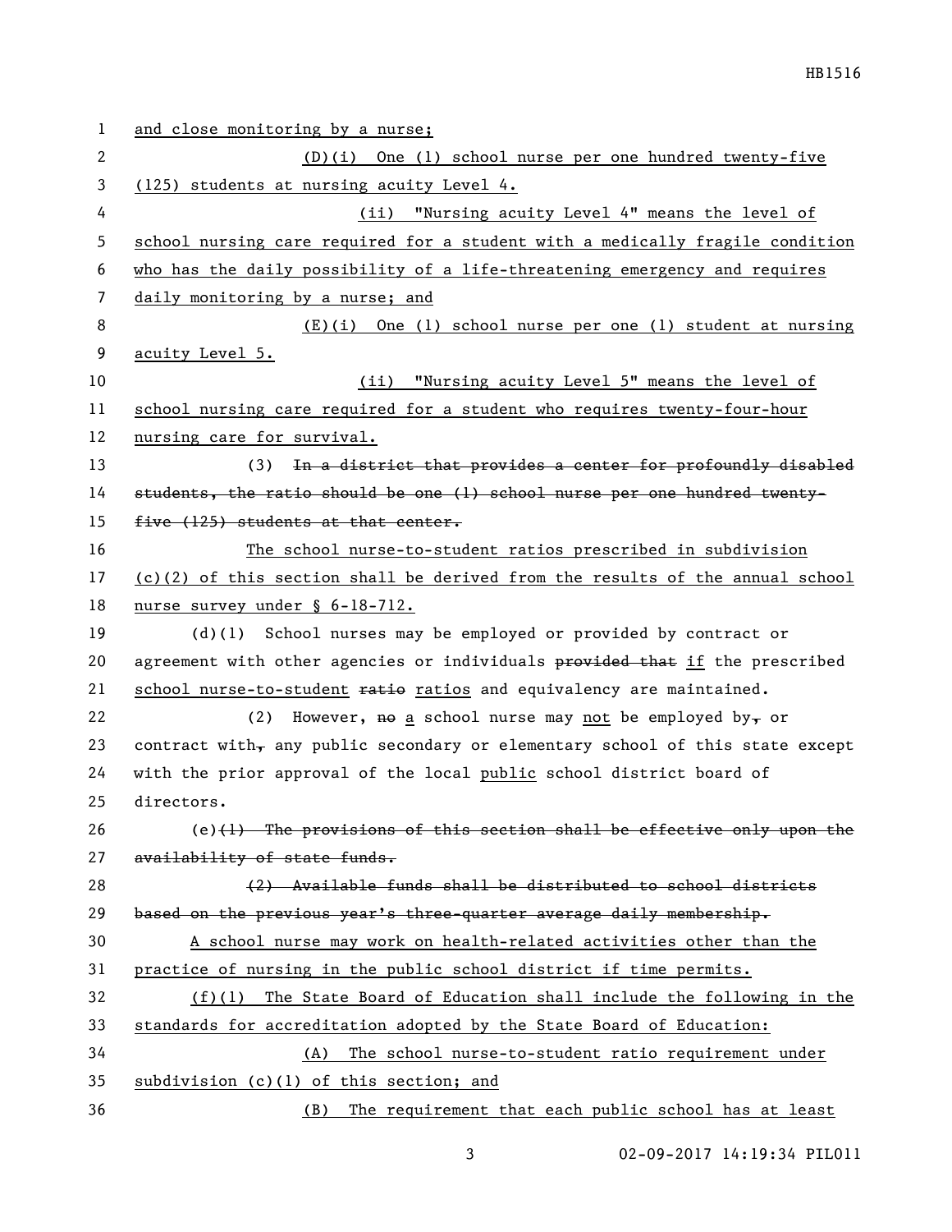and close monitoring by a nurse;

(D)(i) One (1) school nurse per one hundred twenty-five (125) students at nursing acuity Level 4.

(ii) "Nursing acuity Level 4" means the level of school nursing care required for a student with a medically fragile condition who has the daily possibility of a life-threatening emergency and requires daily monitoring by a nurse; and

(E)(i) One (1) school nurse per one (1) student at nursing acuity Level 5.

(ii) "Nursing acuity Level 5" means the level of school nursing care required for a student who requires twenty-four-hour nursing care for survival.

(3) ~~In a district that provides a center for profoundly disabled students, the ratio should be one (1) school nurse per one hundred twenty-five (125) students at that center.~~

The school nurse-to-student ratios prescribed in subdivision (c)(2) of this section shall be derived from the results of the annual school nurse survey under § 6-18-712.

(d)(1) School nurses may be employed or provided by contract or agreement with other agencies or individuals ~~provided that~~ if the prescribed school nurse-to-student ~~ratio~~ ratios and equivalency are maintained.

(2) However, ~~no~~ a school nurse may not be employed by~~,~~ or contract with~~,~~ any public secondary or elementary school of this state except with the prior approval of the local public school district board of directors.

(e)~~(1) The provisions of this section shall be effective only upon the availability of state funds.~~

~~(2) Available funds shall be distributed to school districts based on the previous year's three-quarter average daily membership.~~

A school nurse may work on health-related activities other than the practice of nursing in the public school district if time permits.

(f)(1) The State Board of Education shall include the following in the standards for accreditation adopted by the State Board of Education:

(A) The school nurse-to-student ratio requirement under subdivision (c)(1) of this section; and

(B) The requirement that each public school has at least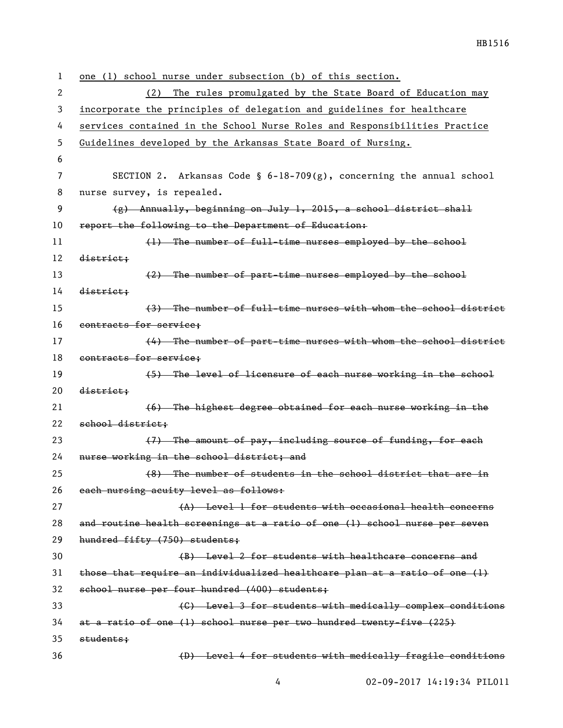one (1) school nurse under subsection (b) of this section.

(2) The rules promulgated by the State Board of Education may incorporate the principles of delegation and guidelines for healthcare services contained in the School Nurse Roles and Responsibilities Practice Guidelines developed by the Arkansas State Board of Nursing.

SECTION 2. Arkansas Code § 6-18-709(g), concerning the annual school nurse survey, is repealed.

~~(g) Annually, beginning on July 1, 2015, a school district shall report the following to the Department of Education:~~

~~(1) The number of full-time nurses employed by the school district;~~

~~(2) The number of part-time nurses employed by the school district;~~

~~(3) The number of full-time nurses with whom the school district contracts for service;~~

~~(4) The number of part-time nurses with whom the school district contracts for service;~~

~~(5) The level of licensure of each nurse working in the school district;~~

~~(6) The highest degree obtained for each nurse working in the school district;~~

~~(7) The amount of pay, including source of funding, for each nurse working in the school district; and~~

~~(8) The number of students in the school district that are in each nursing acuity level as follows:~~

~~(A) Level 1 for students with occasional health concerns and routine health screenings at a ratio of one (1) school nurse per seven hundred fifty (750) students;~~

~~(B) Level 2 for students with healthcare concerns and those that require an individualized healthcare plan at a ratio of one (1) school nurse per four hundred (400) students;~~

~~(C) Level 3 for students with medically complex conditions at a ratio of one (1) school nurse per two hundred twenty-five (225) students;~~

~~(D) Level 4 for students with medically fragile conditions~~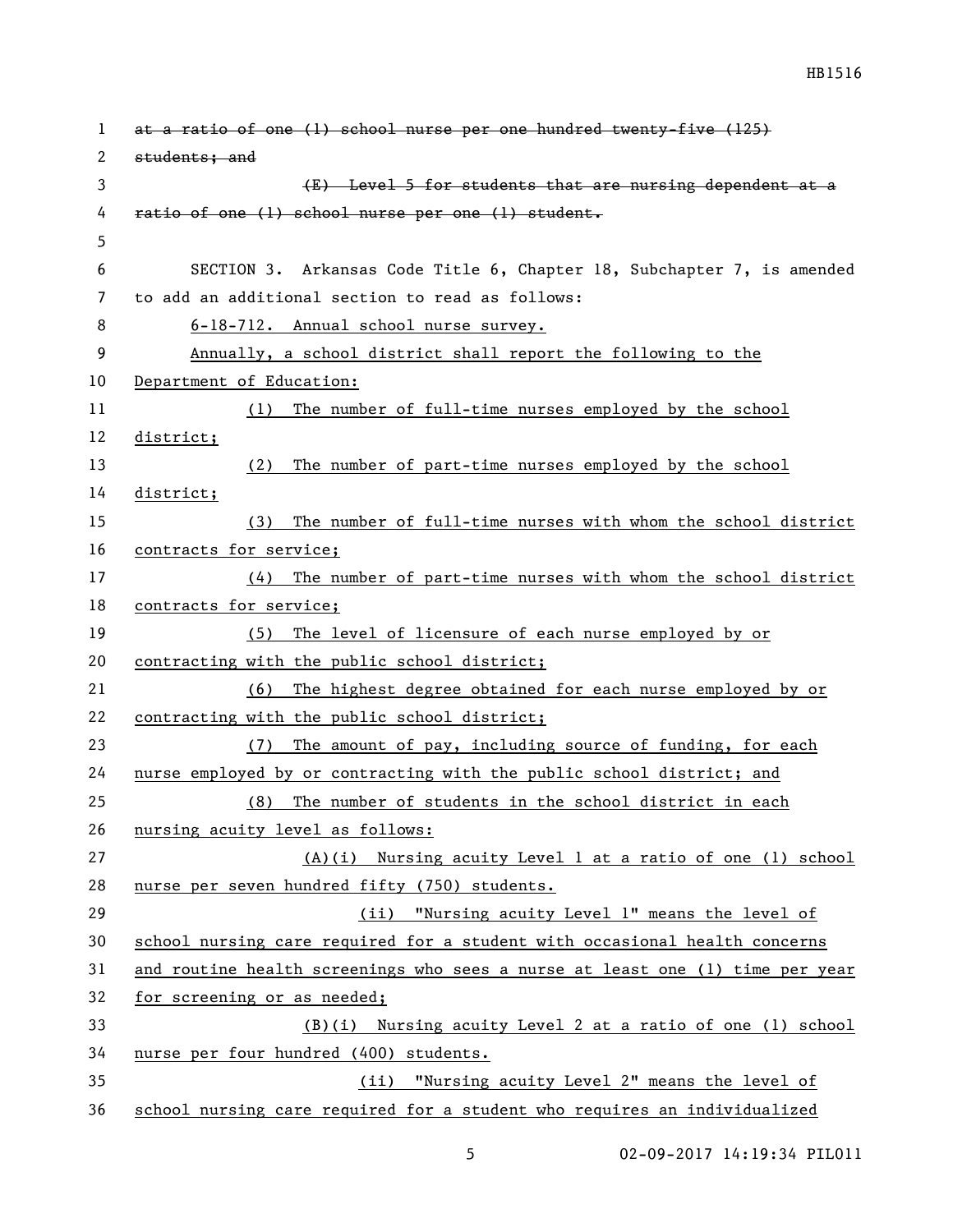~~at a ratio of one (1) school nurse per one hundred twenty-five (125) students; and~~

~~(E) Level 5 for students that are nursing dependent at a ratio of one (1) school nurse per one (1) student.~~

SECTION 3. Arkansas Code Title 6, Chapter 18, Subchapter 7, is amended to add an additional section to read as follows:

<u>6-18-712. Annual school nurse survey.</u>

<u>Annually, a school district shall report the following to the Department of Education:</u>

<u>(1) The number of full-time nurses employed by the school district;</u>

<u>(2) The number of part-time nurses employed by the school district;</u>

<u>(3) The number of full-time nurses with whom the school district contracts for service;</u>

<u>(4) The number of part-time nurses with whom the school district contracts for service;</u>

<u>(5) The level of licensure of each nurse employed by or contracting with the public school district;</u>

<u>(6) The highest degree obtained for each nurse employed by or contracting with the public school district;</u>

<u>(7) The amount of pay, including source of funding, for each nurse employed by or contracting with the public school district; and</u>

<u>(8) The number of students in the school district in each nursing acuity level as follows:</u>

<u>(A)(i) Nursing acuity Level 1 at a ratio of one (1) school nurse per seven hundred fifty (750) students.</u>

<u>(ii) "Nursing acuity Level 1" means the level of school nursing care required for a student with occasional health concerns and routine health screenings who sees a nurse at least one (1) time per year for screening or as needed;</u>

<u>(B)(i) Nursing acuity Level 2 at a ratio of one (1) school nurse per four hundred (400) students.</u>

<u>(ii) "Nursing acuity Level 2" means the level of school nursing care required for a student who requires an individualized</u>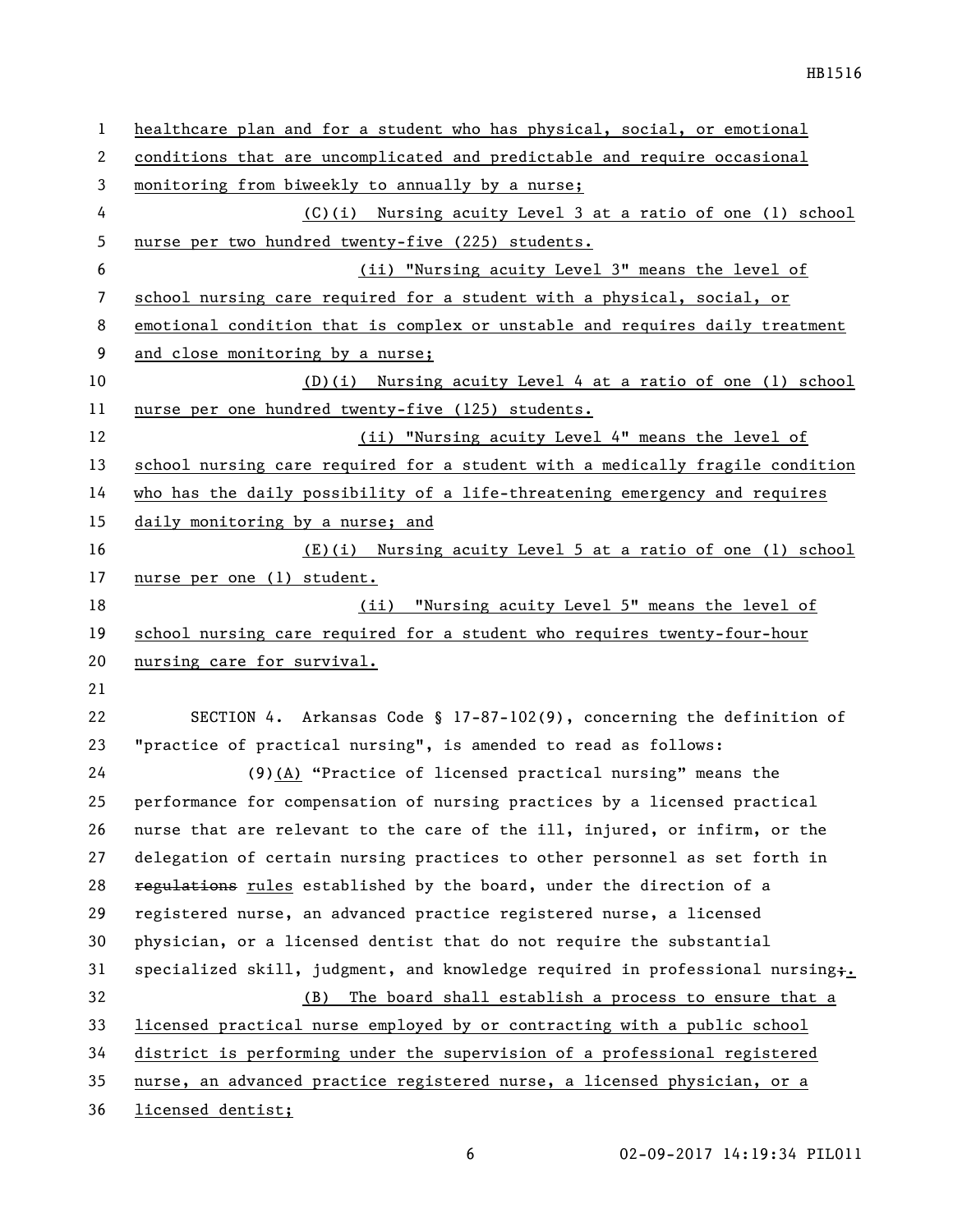healthcare plan and for a student who has physical, social, or emotional conditions that are uncomplicated and predictable and require occasional monitoring from biweekly to annually by a nurse;

(C)(i) Nursing acuity Level 3 at a ratio of one (1) school nurse per two hundred twenty-five (225) students.

(ii) "Nursing acuity Level 3" means the level of school nursing care required for a student with a physical, social, or emotional condition that is complex or unstable and requires daily treatment and close monitoring by a nurse;

(D)(i) Nursing acuity Level 4 at a ratio of one (1) school nurse per one hundred twenty-five (125) students.

(ii) "Nursing acuity Level 4" means the level of school nursing care required for a student with a medically fragile condition who has the daily possibility of a life-threatening emergency and requires daily monitoring by a nurse; and

(E)(i) Nursing acuity Level 5 at a ratio of one (1) school nurse per one (1) student.

(ii) "Nursing acuity Level 5" means the level of school nursing care required for a student who requires twenty-four-hour nursing care for survival.

SECTION 4. Arkansas Code § 17-87-102(9), concerning the definition of "practice of practical nursing", is amended to read as follows:

(9)(A) "Practice of licensed practical nursing" means the performance for compensation of nursing practices by a licensed practical nurse that are relevant to the care of the ill, injured, or infirm, or the delegation of certain nursing practices to other personnel as set forth in ~~regulations~~ rules established by the board, under the direction of a registered nurse, an advanced practice registered nurse, a licensed physician, or a licensed dentist that do not require the substantial specialized skill, judgment, and knowledge required in professional nursing~~;~~.

(B) The board shall establish a process to ensure that a licensed practical nurse employed by or contracting with a public school district is performing under the supervision of a professional registered nurse, an advanced practice registered nurse, a licensed physician, or a licensed dentist;